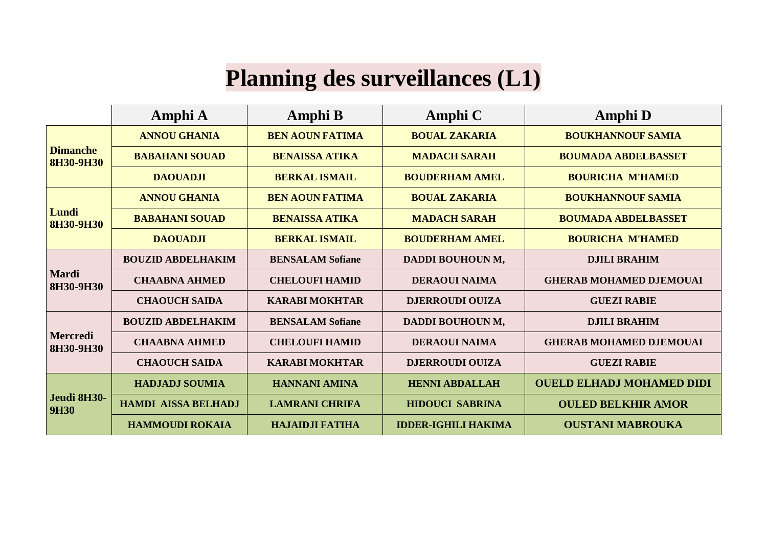# Planning des surveillances (L1)

| | Amphi A | Amphi B | Amphi C | Amphi D |
|---|---|---|---|---|
| Dimanche 8H30-9H30 | ANNOU GHANIA | BEN AOUN FATIMA | BOUAL ZAKARIA | BOUKHANNOUF SAMIA |
| | BABAHANI SOUAD | BENAISSA ATIKA | MADACH SARAH | BOUMADA ABDELBASSET |
| | DAOUADJI | BERKAL ISMAIL | BOUDERHAM AMEL | BOURICHA M'HAMED |
| Lundi 8H30-9H30 | ANNOU GHANIA | BEN AOUN FATIMA | BOUAL ZAKARIA | BOUKHANNOUF SAMIA |
| | BABAHANI SOUAD | BENAISSA ATIKA | MADACH SARAH | BOUMADA ABDELBASSET |
| | DAOUADJI | BERKAL ISMAIL | BOUDERHAM AMEL | BOURICHA M'HAMED |
| Mardi 8H30-9H30 | BOUZID ABDELHAKIM | BENSALAM Sofiane | DADDI BOUHOUN M, | DJILI BRAHIM |
| | CHAABNA AHMED | CHELOUFI HAMID | DERAOUI NAIMA | GHERAB MOHAMED DJEMOUAI |
| | CHAOUCH SAIDA | KARABI MOKHTAR | DJERROUDI OUIZA | GUEZI RABIE |
| Mercredi 8H30-9H30 | BOUZID ABDELHAKIM | BENSALAM Sofiane | DADDI BOUHOUN M, | DJILI BRAHIM |
| | CHAABNA AHMED | CHELOUFI HAMID | DERAOUI NAIMA | GHERAB MOHAMED DJEMOUAI |
| | CHAOUCH SAIDA | KARABI MOKHTAR | DJERROUDI OUIZA | GUEZI RABIE |
| Jeudi 8H30-9H30 | HADJADJ SOUMIA | HANNANI AMINA | HENNI ABDALLAH | OUELD ELHADJ MOHAMED DIDI |
| | HAMDI AISSA BELHADJ | LAMRANI CHRIFA | HIDOUCI SABRINA | OULED BELKHIR AMOR |
| | HAMMOUDI ROKAIA | HAJAIDJI FATIHA | IDDER-IGHILI HAKIMA | OUSTANI MABROUKA |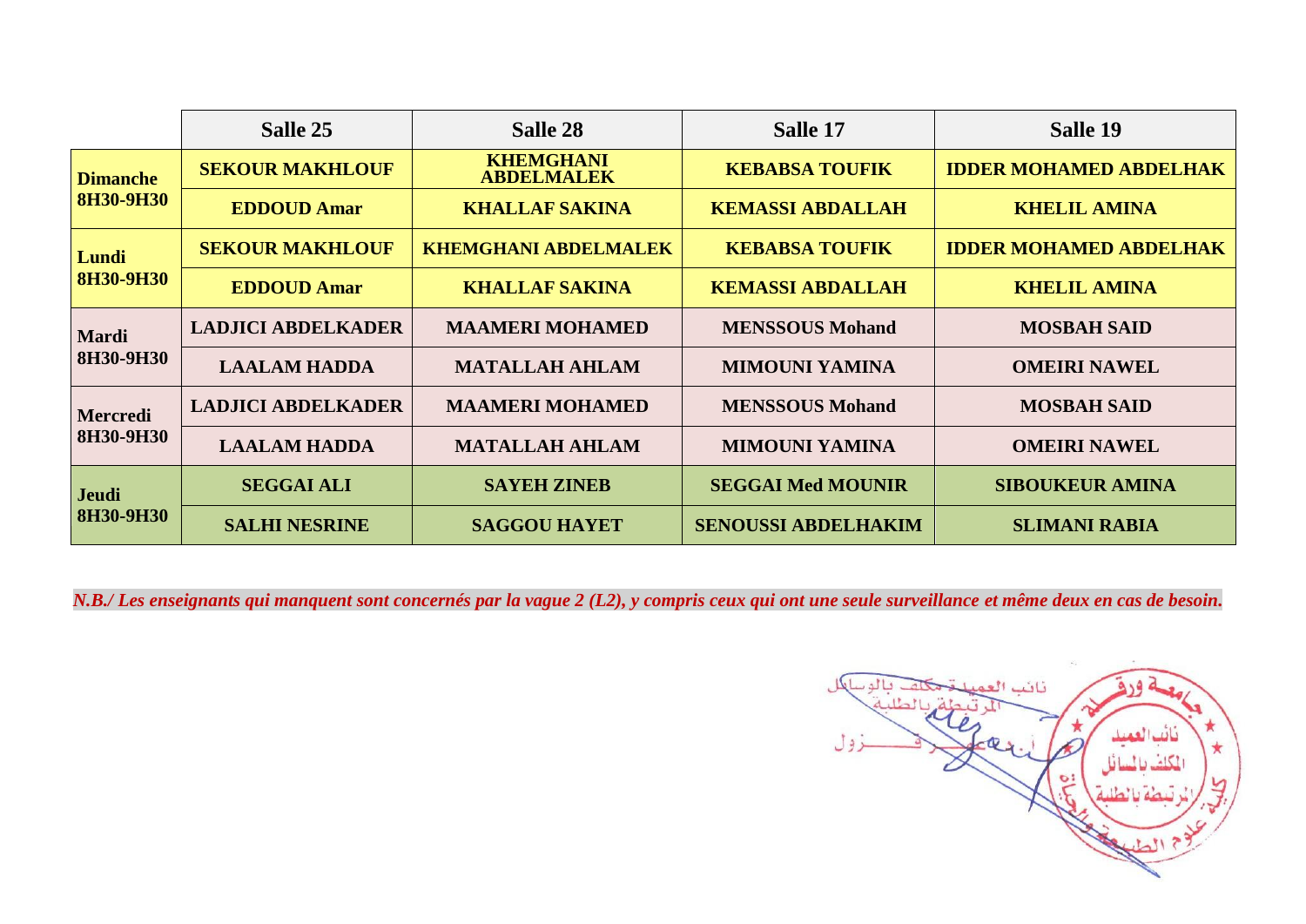| | Salle 25 | Salle 28 | Salle 17 | Salle 19 |
|---|---|---|---|---|
| **Dimanche 8H30-9H30** | **SEKOUR MAKHLOUF** | **KHEMGHANI ABDELMALEK** | **KEBABSA TOUFIK** | **IDDER MOHAMED ABDELHAK** |
| | **EDDOUD Amar** | **KHALLAF SAKINA** | **KEMASSI ABDALLAH** | **KHELIL AMINA** |
| **Lundi 8H30-9H30** | **SEKOUR MAKHLOUF** | **KHEMGHANI ABDELMALEK** | **KEBABSA TOUFIK** | **IDDER MOHAMED ABDELHAK** |
| | **EDDOUD Amar** | **KHALLAF SAKINA** | **KEMASSI ABDALLAH** | **KHELIL AMINA** |
| **Mardi 8H30-9H30** | **LADJICI ABDELKADER** | **MAAMERI MOHAMED** | **MENSSOUS Mohand** | **MOSBAH SAID** |
| | **LAALAM HADDA** | **MATALLAH AHLAM** | **MIMOUNI YAMINA** | **OMEIRI NAWEL** |
| **Mercredi 8H30-9H30** | **LADJICI ABDELKADER** | **MAAMERI MOHAMED** | **MENSSOUS Mohand** | **MOSBAH SAID** |
| | **LAALAM HADDA** | **MATALLAH AHLAM** | **MIMOUNI YAMINA** | **OMEIRI NAWEL** |
| **Jeudi 8H30-9H30** | **SEGGAI ALI** | **SAYEH ZINEB** | **SEGGAI Med MOUNIR** | **SIBOUKEUR AMINA** |
| | **SALHI NESRINE** | **SAGGOU HAYET** | **SENOUSSI ABDELHAKIM** | **SLIMANI RABIA** |

***N.B./ Les enseignants qui manquent sont concernés par la vague 2 (L2), y compris ceux qui ont une seule surveillance et même deux en cas de besoin.***

نائب العميد المكلف بالوسائل المرتبطة بالطلبة

أ. د. عمر فـزول